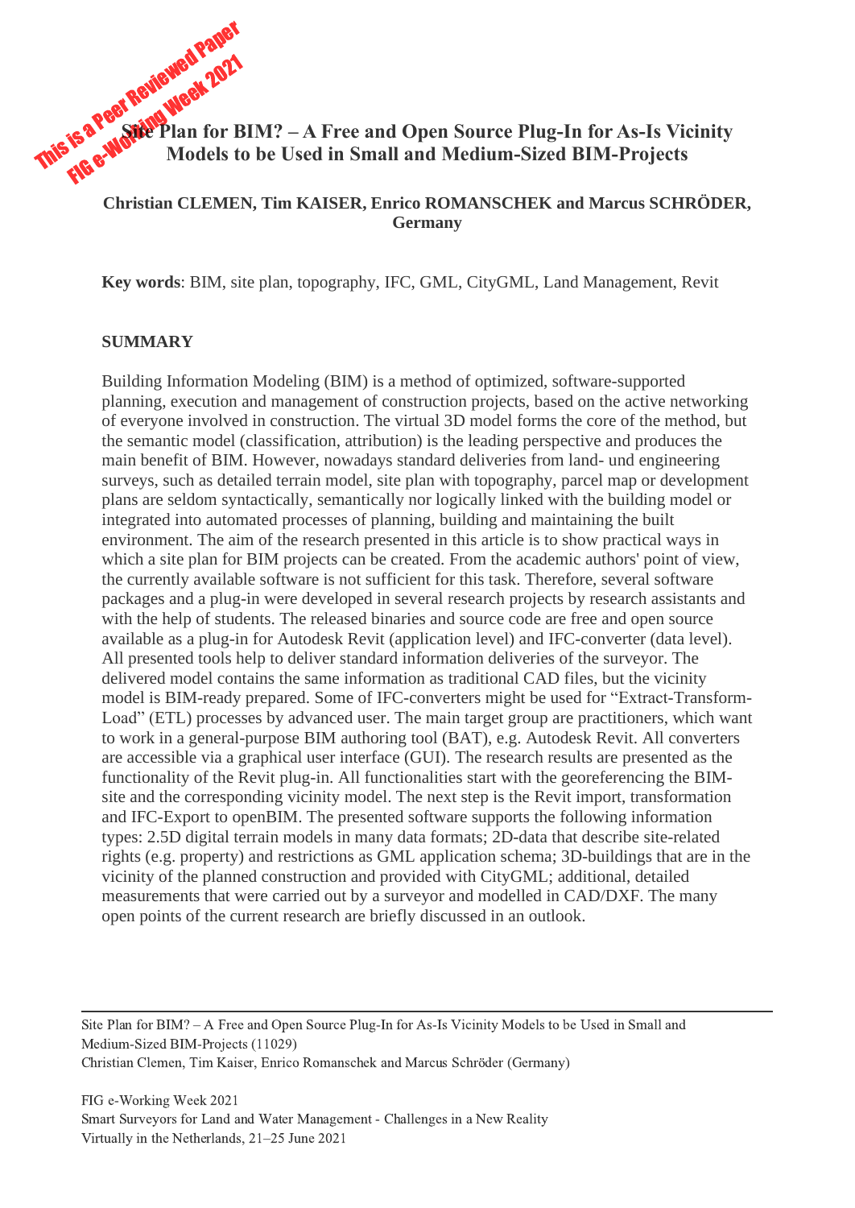# Site Plan for BIM? – A Free and Open Source Plug-In for As-Is Vicinity Models to be Used in Small and Medium-Sized BIM-Projects

**Christian CLEMEN, Tim KAISER, Enrico ROMANSCHEK and Marcus SCHRÖDER, Germany**

**Key words**: BIM, site plan, topography, IFC, GML, CityGML, Land Management, Revit

## SUMMARY

Building Information Modeling (BIM) is a method of optimized, software-supported planning, execution and management of construction projects, based on the active networking of everyone involved in construction. The virtual 3D model forms the core of the method, but the semantic model (classification, attribution) is the leading perspective and produces the main benefit of BIM. However, nowadays standard deliveries from land- und engineering surveys, such as detailed terrain model, site plan with topography, parcel map or development plans are seldom syntactically, semantically nor logically linked with the building model or integrated into automated processes of planning, building and maintaining the built environment. The aim of the research presented in this article is to show practical ways in which a site plan for BIM projects can be created. From the academic authors' point of view, the currently available software is not sufficient for this task. Therefore, several software packages and a plug-in were developed in several research projects by research assistants and with the help of students. The released binaries and source code are free and open source available as a plug-in for Autodesk Revit (application level) and IFC-converter (data level). All presented tools help to deliver standard information deliveries of the surveyor. The delivered model contains the same information as traditional CAD files, but the vicinity model is BIM-ready prepared. Some of IFC-converters might be used for "Extract-Transform-Load" (ETL) processes by advanced user. The main target group are practitioners, which want to work in a general-purpose BIM authoring tool (BAT), e.g. Autodesk Revit. All converters are accessible via a graphical user interface (GUI). The research results are presented as the functionality of the Revit plug-in. All functionalities start with the georeferencing the BIM-site and the corresponding vicinity model. The next step is the Revit import, transformation and IFC-Export to openBIM. The presented software supports the following information types: 2.5D digital terrain models in many data formats; 2D-data that describe site-related rights (e.g. property) and restrictions as GML application schema; 3D-buildings that are in the vicinity of the planned construction and provided with CityGML; additional, detailed measurements that were carried out by a surveyor and modelled in CAD/DXF. The many open points of the current research are briefly discussed in an outlook.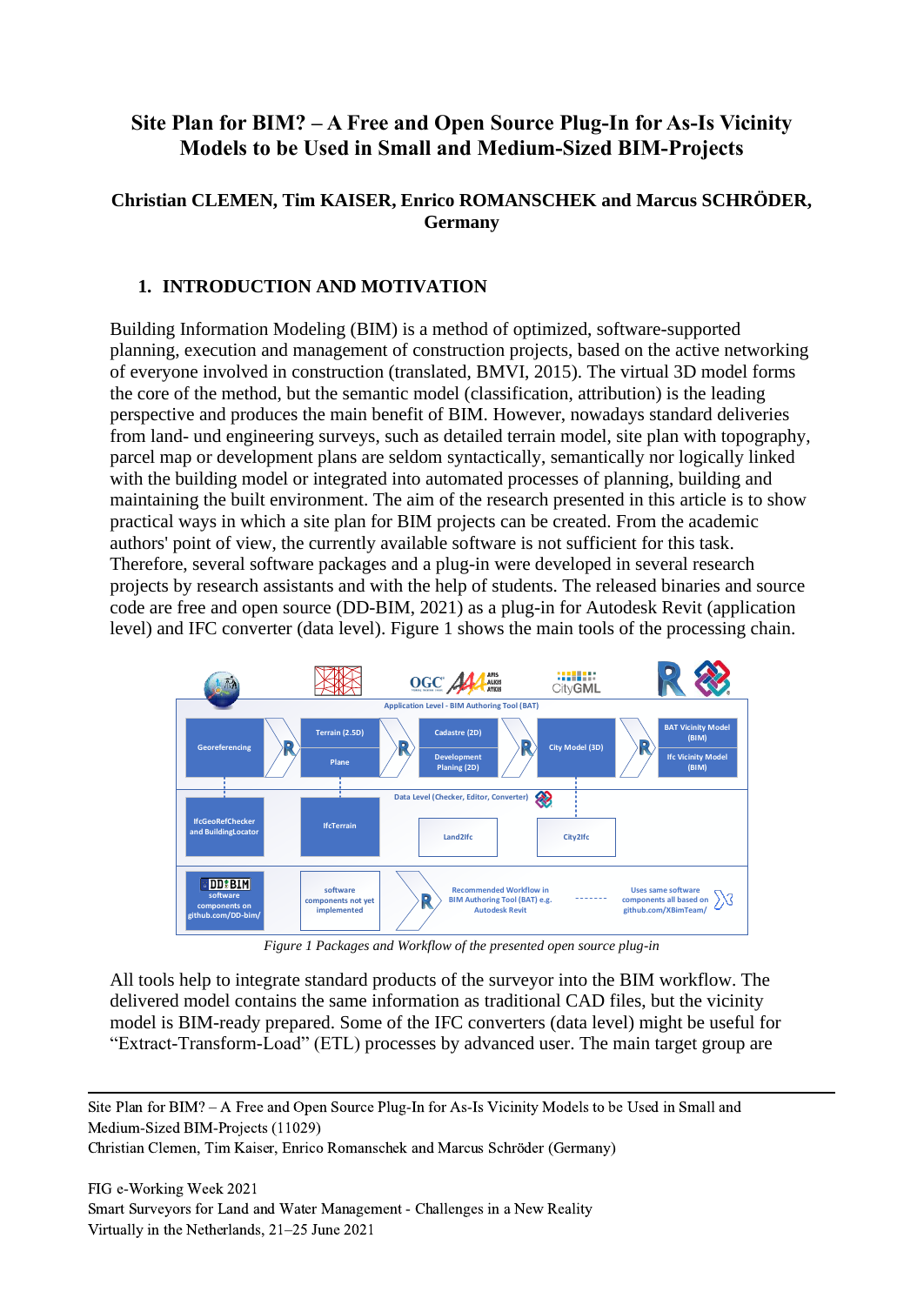# Site Plan for BIM? – A Free and Open Source Plug-In for As-Is Vicinity Models to be Used in Small and Medium-Sized BIM-Projects

**Christian CLEMEN, Tim KAISER, Enrico ROMANSCHEK and Marcus SCHRÖDER, Germany**

## 1. INTRODUCTION AND MOTIVATION

Building Information Modeling (BIM) is a method of optimized, software-supported planning, execution and management of construction projects, based on the active networking of everyone involved in construction (translated, BMVI, 2015). The virtual 3D model forms the core of the method, but the semantic model (classification, attribution) is the leading perspective and produces the main benefit of BIM. However, nowadays standard deliveries from land- und engineering surveys, such as detailed terrain model, site plan with topography, parcel map or development plans are seldom syntactically, semantically nor logically linked with the building model or integrated into automated processes of planning, building and maintaining the built environment. The aim of the research presented in this article is to show practical ways in which a site plan for BIM projects can be created. From the academic authors' point of view, the currently available software is not sufficient for this task. Therefore, several software packages and a plug-in were developed in several research projects by research assistants and with the help of students. The released binaries and source code are free and open source (DD-BIM, 2021) as a plug-in for Autodesk Revit (application level) and IFC converter (data level). Figure 1 shows the main tools of the processing chain.

Application Level - BIM Authoring Tool (BAT)
Georeferencing
Terrain (2.5D)
Plane
Cadastre (2D)
Development Planing (2D)
City Model (3D)
BAT Vicinity Model (BIM)
Ifc Vicinity Model (BIM)
Data Level (Checker, Editor, Converter)
IfcGeoRefChecker and BuildingLocator
IfcTerrain
Land2Ifc
City2Ifc
DD-BIM software components on github.com/DD-bim/
software components not yet implemented
Recommended Workflow in BIM Authoring Tool (BAT) e.g. Autodesk Revit
Uses same software components all based on github.com/XBimTeam/

*Figure 1 Packages and Workflow of the presented open source plug-in*

All tools help to integrate standard products of the surveyor into the BIM workflow. The delivered model contains the same information as traditional CAD files, but the vicinity model is BIM-ready prepared. Some of the IFC converters (data level) might be useful for "Extract-Transform-Load" (ETL) processes by advanced user. The main target group are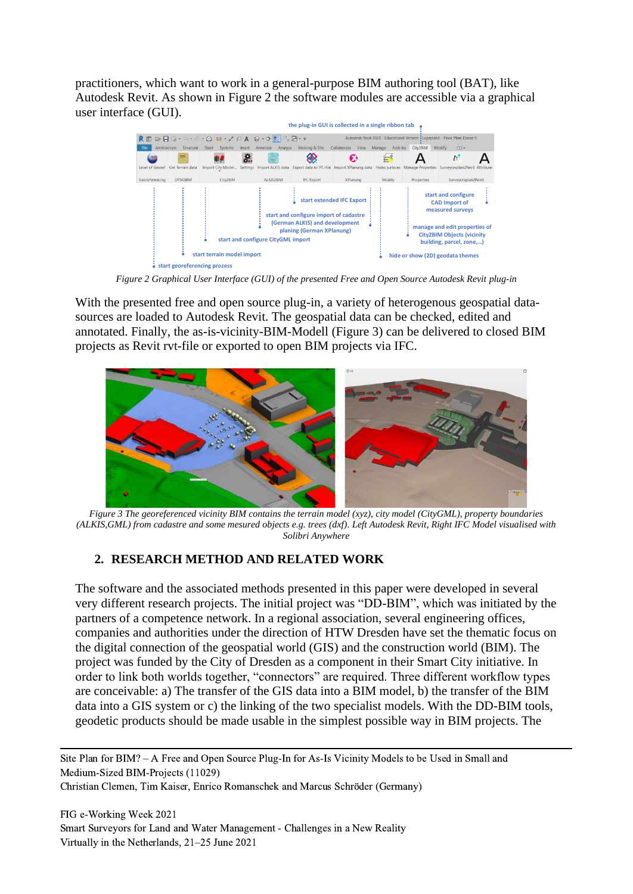practitioners, which want to work in a general-purpose BIM authoring tool (BAT), like Autodesk Revit. As shown in Figure 2 the software modules are accessible via a graphical user interface (GUI).

*Figure 2 Graphical User Interface (GUI) of the presented Free and Open Source Autodesk Revit plug-in*

With the presented free and open source plug-in, a variety of heterogenous geospatial data-sources are loaded to Autodesk Revit. The geospatial data can be checked, edited and annotated. Finally, the as-is-vicinity-BIM-Modell (Figure 3) can be delivered to closed BIM projects as Revit rvt-file or exported to open BIM projects via IFC.

*Figure 3 The georeferenced vicinity BIM contains the terrain model (xyz), city model (CityGML), property boundaries (ALKIS,GML) from cadastre and some mesured objects e.g. trees (dxf). Left Autodesk Revit, Right IFC Model visualised with Solibri Anywhere*

## 2. RESEARCH METHOD AND RELATED WORK

The software and the associated methods presented in this paper were developed in several very different research projects. The initial project was “DD-BIM”, which was initiated by the partners of a competence network. In a regional association, several engineering offices, companies and authorities under the direction of HTW Dresden have set the thematic focus on the digital connection of the geospatial world (GIS) and the construction world (BIM). The project was funded by the City of Dresden as a component in their Smart City initiative. In order to link both worlds together, “connectors” are required. Three different workflow types are conceivable: a) The transfer of the GIS data into a BIM model, b) the transfer of the BIM data into a GIS system or c) the linking of the two specialist models. With the DD-BIM tools, geodetic products should be made usable in the simplest possible way in BIM projects. The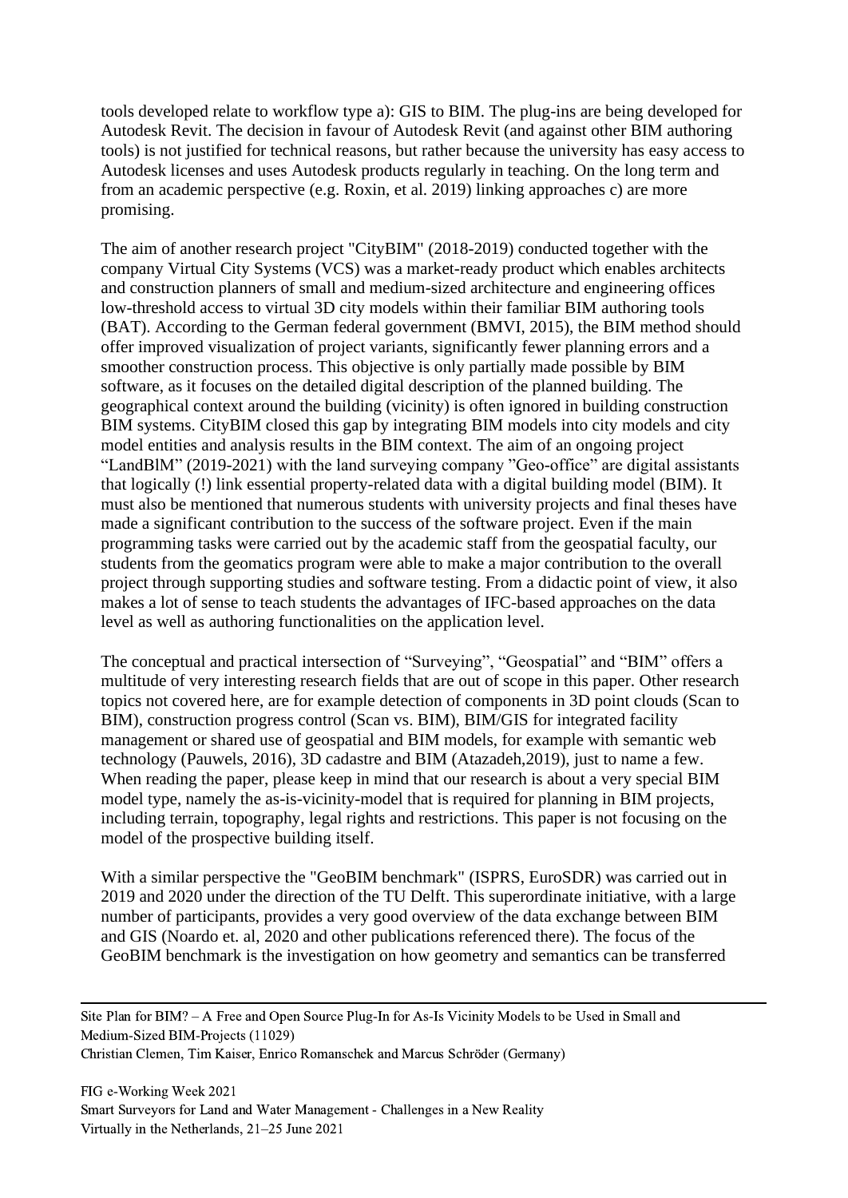tools developed relate to workflow type a): GIS to BIM. The plug-ins are being developed for Autodesk Revit. The decision in favour of Autodesk Revit (and against other BIM authoring tools) is not justified for technical reasons, but rather because the university has easy access to Autodesk licenses and uses Autodesk products regularly in teaching. On the long term and from an academic perspective (e.g. Roxin, et al. 2019) linking approaches c) are more promising.

The aim of another research project "CityBIM" (2018-2019) conducted together with the company Virtual City Systems (VCS) was a market-ready product which enables architects and construction planners of small and medium-sized architecture and engineering offices low-threshold access to virtual 3D city models within their familiar BIM authoring tools (BAT). According to the German federal government (BMVI, 2015), the BIM method should offer improved visualization of project variants, significantly fewer planning errors and a smoother construction process. This objective is only partially made possible by BIM software, as it focuses on the detailed digital description of the planned building. The geographical context around the building (vicinity) is often ignored in building construction BIM systems. CityBIM closed this gap by integrating BIM models into city models and city model entities and analysis results in the BIM context. The aim of an ongoing project "LandBlM" (2019-2021) with the land surveying company "Geo-office" are digital assistants that logically (!) link essential property-related data with a digital building model (BIM). It must also be mentioned that numerous students with university projects and final theses have made a significant contribution to the success of the software project. Even if the main programming tasks were carried out by the academic staff from the geospatial faculty, our students from the geomatics program were able to make a major contribution to the overall project through supporting studies and software testing. From a didactic point of view, it also makes a lot of sense to teach students the advantages of IFC-based approaches on the data level as well as authoring functionalities on the application level.

The conceptual and practical intersection of "Surveying", "Geospatial" and "BIM" offers a multitude of very interesting research fields that are out of scope in this paper. Other research topics not covered here, are for example detection of components in 3D point clouds (Scan to BIM), construction progress control (Scan vs. BIM), BIM/GIS for integrated facility management or shared use of geospatial and BIM models, for example with semantic web technology (Pauwels, 2016), 3D cadastre and BIM (Atazadeh,2019), just to name a few. When reading the paper, please keep in mind that our research is about a very special BIM model type, namely the as-is-vicinity-model that is required for planning in BIM projects, including terrain, topography, legal rights and restrictions. This paper is not focusing on the model of the prospective building itself.

With a similar perspective the "GeoBIM benchmark" (ISPRS, EuroSDR) was carried out in 2019 and 2020 under the direction of the TU Delft. This superordinate initiative, with a large number of participants, provides a very good overview of the data exchange between BIM and GIS (Noardo et. al, 2020 and other publications referenced there). The focus of the GeoBIM benchmark is the investigation on how geometry and semantics can be transferred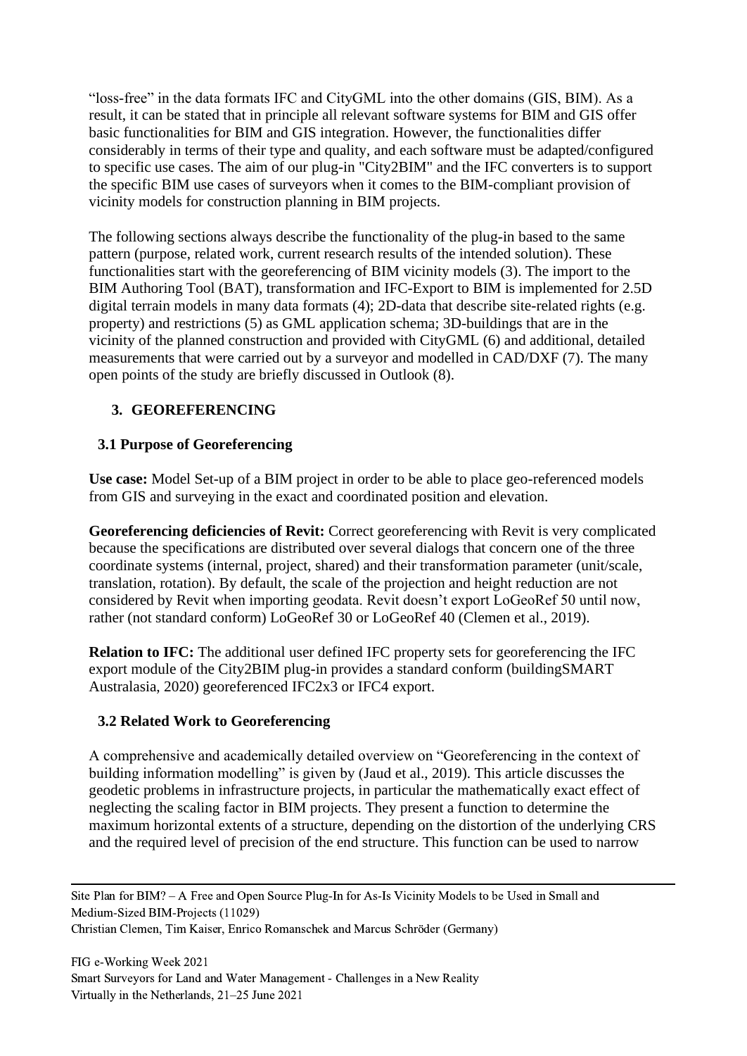“loss-free” in the data formats IFC and CityGML into the other domains (GIS, BIM). As a result, it can be stated that in principle all relevant software systems for BIM and GIS offer basic functionalities for BIM and GIS integration. However, the functionalities differ considerably in terms of their type and quality, and each software must be adapted/configured to specific use cases. The aim of our plug-in "City2BIM" and the IFC converters is to support the specific BIM use cases of surveyors when it comes to the BIM-compliant provision of vicinity models for construction planning in BIM projects.

The following sections always describe the functionality of the plug-in based to the same pattern (purpose, related work, current research results of the intended solution). These functionalities start with the georeferencing of BIM vicinity models (3). The import to the BIM Authoring Tool (BAT), transformation and IFC-Export to BIM is implemented for 2.5D digital terrain models in many data formats (4); 2D-data that describe site-related rights (e.g. property) and restrictions (5) as GML application schema; 3D-buildings that are in the vicinity of the planned construction and provided with CityGML (6) and additional, detailed measurements that were carried out by a surveyor and modelled in CAD/DXF (7). The many open points of the study are briefly discussed in Outlook (8).

## 3. GEOREFERENCING

### 3.1 Purpose of Georeferencing

**Use case:** Model Set-up of a BIM project in order to be able to place geo-referenced models from GIS and surveying in the exact and coordinated position and elevation.

**Georeferencing deficiencies of Revit:** Correct georeferencing with Revit is very complicated because the specifications are distributed over several dialogs that concern one of the three coordinate systems (internal, project, shared) and their transformation parameter (unit/scale, translation, rotation). By default, the scale of the projection and height reduction are not considered by Revit when importing geodata. Revit doesn’t export LoGeoRef 50 until now, rather (not standard conform) LoGeoRef 30 or LoGeoRef 40 (Clemen et al., 2019).

**Relation to IFC:** The additional user defined IFC property sets for georeferencing the IFC export module of the City2BIM plug-in provides a standard conform (buildingSMART Australasia, 2020) georeferenced IFC2x3 or IFC4 export.

### 3.2 Related Work to Georeferencing

A comprehensive and academically detailed overview on “Georeferencing in the context of building information modelling” is given by (Jaud et al., 2019). This article discusses the geodetic problems in infrastructure projects, in particular the mathematically exact effect of neglecting the scaling factor in BIM projects. They present a function to determine the maximum horizontal extents of a structure, depending on the distortion of the underlying CRS and the required level of precision of the end structure. This function can be used to narrow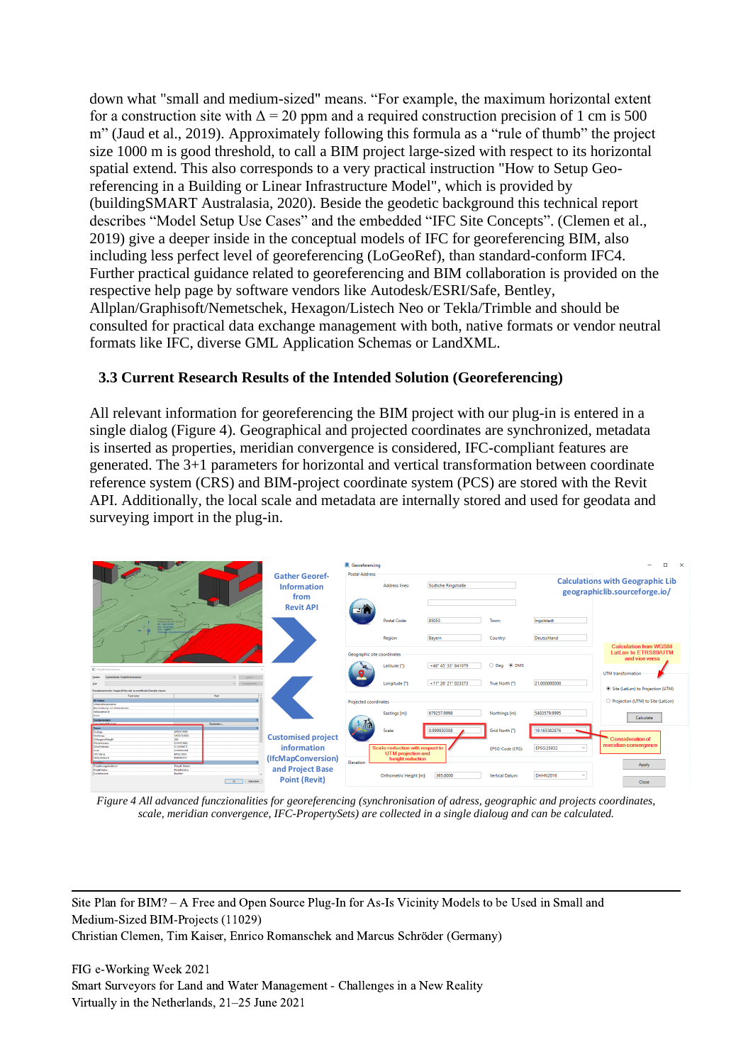down what "small and medium-sized" means. “For example, the maximum horizontal extent for a construction site with $\Delta = 20$ ppm and a required construction precision of 1 cm is 500 m” (Jaud et al., 2019). Approximately following this formula as a “rule of thumb” the project size 1000 m is good threshold, to call a BIM project large-sized with respect to its horizontal spatial extend. This also corresponds to a very practical instruction "How to Setup Geo-referencing in a Building or Linear Infrastructure Model", which is provided by (buildingSMART Australasia, 2020). Beside the geodetic background this technical report describes “Model Setup Use Cases” and the embedded “IFC Site Concepts”. (Clemen et al., 2019) give a deeper inside in the conceptual models of IFC for georeferencing BIM, also including less perfect level of georeferencing (LoGeoRef), than standard-conform IFC4. Further practical guidance related to georeferencing and BIM collaboration is provided on the respective help page by software vendors like Autodesk/ESRI/Safe, Bentley, Allplan/Graphisoft/Nemetschek, Hexagon/Listech Neo or Tekla/Trimble and should be consulted for practical data exchange management with both, native formats or vendor neutral formats like IFC, diverse GML Application Schemas or LandXML.

## 3.3 Current Research Results of the Intended Solution (Georeferencing)

All relevant information for georeferencing the BIM project with our plug-in is entered in a single dialog (Figure 4). Geographical and projected coordinates are synchronized, metadata is inserted as properties, meridian convergence is considered, IFC-compliant features are generated. The 3+1 parameters for horizontal and vertical transformation between coordinate reference system (CRS) and BIM-project coordinate system (PCS) are stored with the Revit API. Additionally, the local scale and metadata are internally stored and used for geodata and surveying import in the plug-in.

Gather Georef-Information from Revit API

Customised project information (IfcMapConversion) and Project Base Point (Revit)

Calculations with Geographic Lib geographiclib.sourceforge.io/

Calculation from WGS84 LatLon to ETRS89/UTM and vice versa

Scale reduction with respect to UTM projection and height reduction

Consideration of meridian convergence

*Figure 4 All advanced funczionalities for georeferencing (synchronisation of adress, geographic and projects coordinates, scale, meridian convergence, IFC-PropertySets) are collected in a single dialoug and can be calculated.*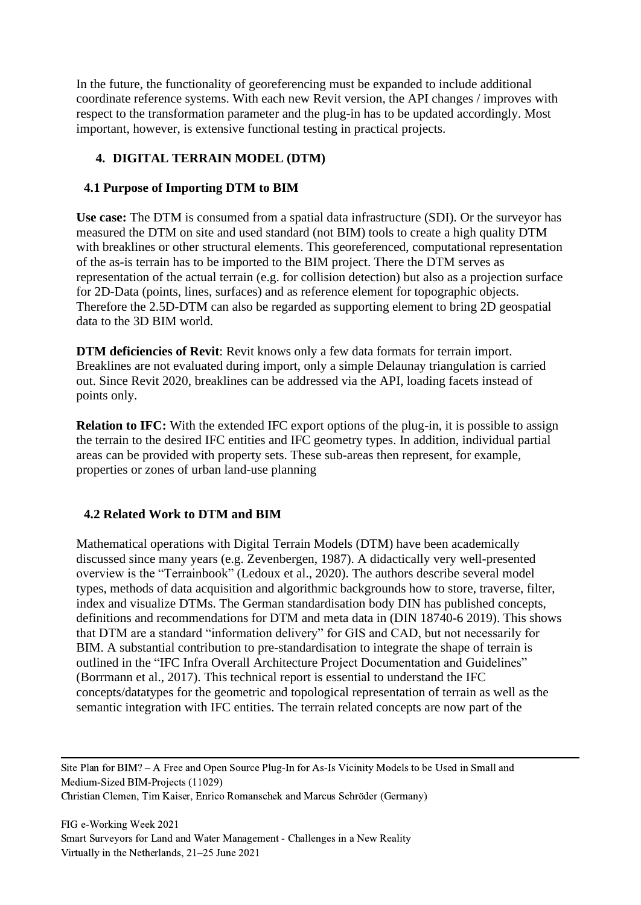In the future, the functionality of georeferencing must be expanded to include additional coordinate reference systems. With each new Revit version, the API changes / improves with respect to the transformation parameter and the plug-in has to be updated accordingly. Most important, however, is extensive functional testing in practical projects.

## 4. DIGITAL TERRAIN MODEL (DTM)

### 4.1 Purpose of Importing DTM to BIM

**Use case:** The DTM is consumed from a spatial data infrastructure (SDI). Or the surveyor has measured the DTM on site and used standard (not BIM) tools to create a high quality DTM with breaklines or other structural elements. This georeferenced, computational representation of the as-is terrain has to be imported to the BIM project. There the DTM serves as representation of the actual terrain (e.g. for collision detection) but also as a projection surface for 2D-Data (points, lines, surfaces) and as reference element for topographic objects. Therefore the 2.5D-DTM can also be regarded as supporting element to bring 2D geospatial data to the 3D BIM world.

**DTM deficiencies of Revit**: Revit knows only a few data formats for terrain import. Breaklines are not evaluated during import, only a simple Delaunay triangulation is carried out. Since Revit 2020, breaklines can be addressed via the API, loading facets instead of points only.

**Relation to IFC:** With the extended IFC export options of the plug-in, it is possible to assign the terrain to the desired IFC entities and IFC geometry types. In addition, individual partial areas can be provided with property sets. These sub-areas then represent, for example, properties or zones of urban land-use planning

### 4.2 Related Work to DTM and BIM

Mathematical operations with Digital Terrain Models (DTM) have been academically discussed since many years (e.g. Zevenbergen, 1987). A didactically very well-presented overview is the "Terrainbook" (Ledoux et al., 2020). The authors describe several model types, methods of data acquisition and algorithmic backgrounds how to store, traverse, filter, index and visualize DTMs. The German standardisation body DIN has published concepts, definitions and recommendations for DTM and meta data in (DIN 18740-6 2019). This shows that DTM are a standard "information delivery" for GIS and CAD, but not necessarily for BIM. A substantial contribution to pre-standardisation to integrate the shape of terrain is outlined in the "IFC Infra Overall Architecture Project Documentation and Guidelines" (Borrmann et al., 2017). This technical report is essential to understand the IFC concepts/datatypes for the geometric and topological representation of terrain as well as the semantic integration with IFC entities. The terrain related concepts are now part of the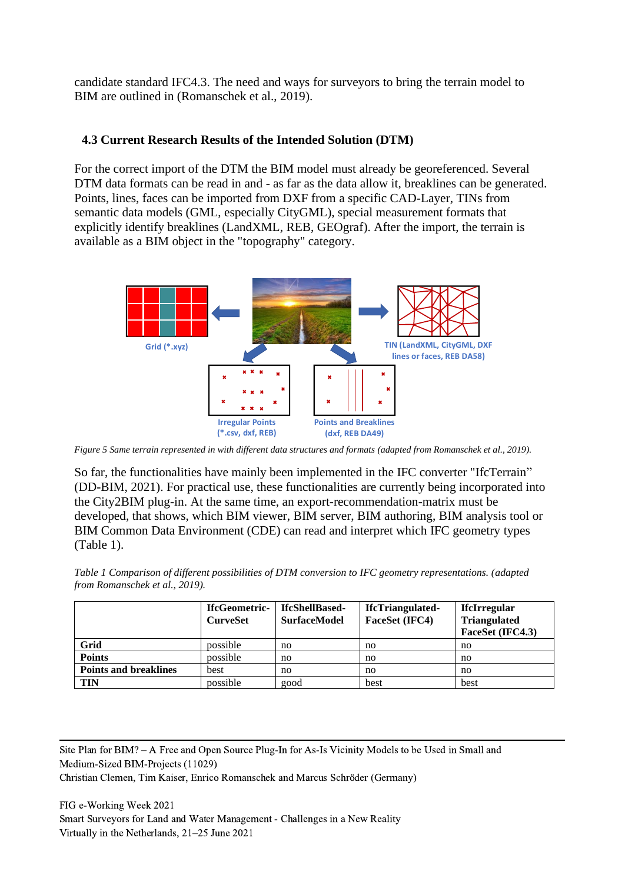candidate standard IFC4.3. The need and ways for surveyors to bring the terrain model to BIM are outlined in (Romanschek et al., 2019).

### 4.3 Current Research Results of the Intended Solution (DTM)

For the correct import of the DTM the BIM model must already be georeferenced. Several DTM data formats can be read in and - as far as the data allow it, breaklines can be generated. Points, lines, faces can be imported from DXF from a specific CAD-Layer, TINs from semantic data models (GML, especially CityGML), special measurement formats that explicitly identify breaklines (LandXML, REB, GEOgraf). After the import, the terrain is available as a BIM object in the "topography" category.

Grid (*.xyz)

TIN (LandXML, CityGML, DXF lines or faces, REB DA58)

Irregular Points (*.csv, dxf, REB)

Points and Breaklines (dxf, REB DA49)

*Figure 5 Same terrain represented in with different data structures and formats (adapted from Romanschek et al., 2019).*

So far, the functionalities have mainly been implemented in the IFC converter "IfcTerrain" (DD-BIM, 2021). For practical use, these functionalities are currently being incorporated into the City2BIM plug-in. At the same time, an export-recommendation-matrix must be developed, that shows, which BIM viewer, BIM server, BIM authoring, BIM analysis tool or BIM Common Data Environment (CDE) can read and interpret which IFC geometry types (Table 1).

*Table 1 Comparison of different possibilities of DTM conversion to IFC geometry representations. (adapted from Romanschek et al., 2019).*

| | **IfcGeometric-CurveSet** | **IfcShellBased-SurfaceModel** | **IfcTriangulated-FaceSet (IFC4)** | **IfcIrregular Triangulated FaceSet (IFC4.3)** |
|---|---|---|---|---|
| **Grid** | possible | no | no | no |
| **Points** | possible | no | no | no |
| **Points and breaklines** | best | no | no | no |
| **TIN** | possible | good | best | best |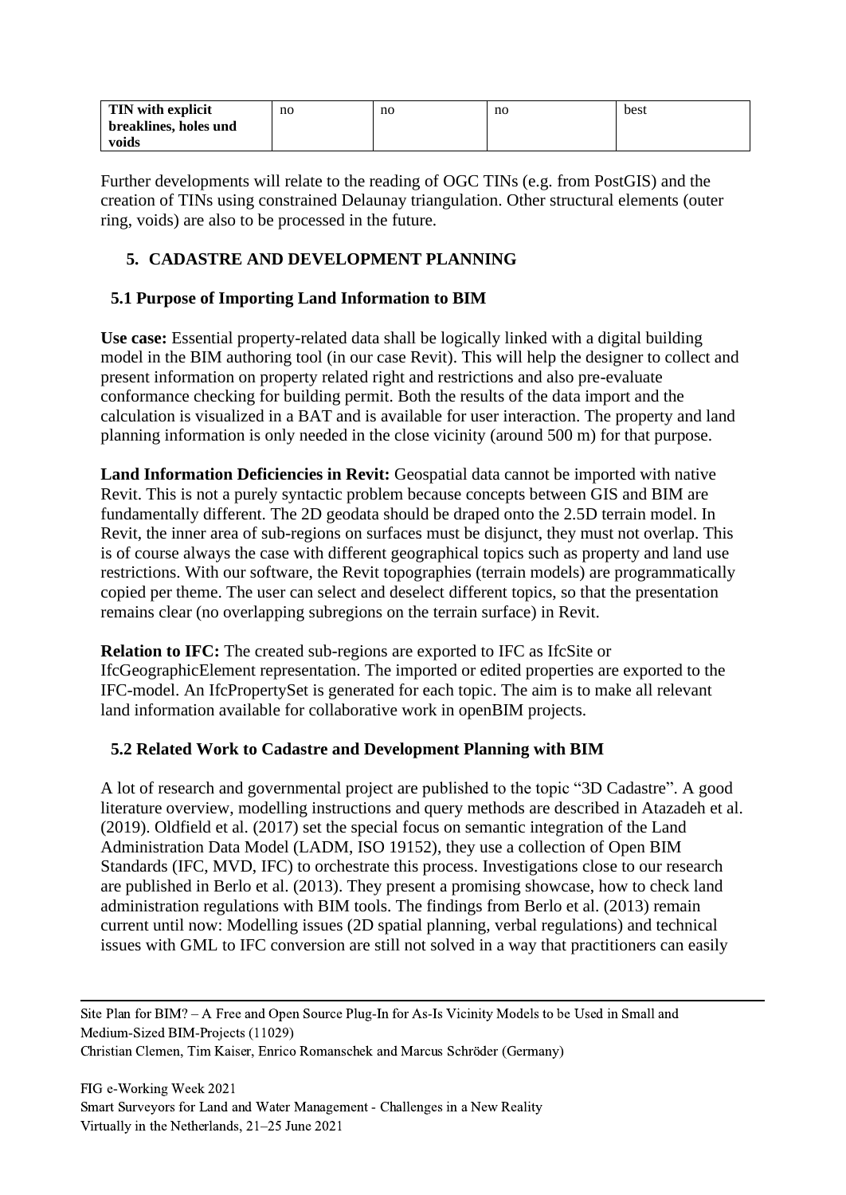| | | | | |
|---|---|---|---|---|
| **TIN with explicit breaklines, holes und voids** | no | no | no | best |

Further developments will relate to the reading of OGC TINs (e.g. from PostGIS) and the creation of TINs using constrained Delaunay triangulation. Other structural elements (outer ring, voids) are also to be processed in the future.

## 5. CADASTRE AND DEVELOPMENT PLANNING

### 5.1 Purpose of Importing Land Information to BIM

**Use case:** Essential property-related data shall be logically linked with a digital building model in the BIM authoring tool (in our case Revit). This will help the designer to collect and present information on property related right and restrictions and also pre-evaluate conformance checking for building permit. Both the results of the data import and the calculation is visualized in a BAT and is available for user interaction. The property and land planning information is only needed in the close vicinity (around 500 m) for that purpose.

**Land Information Deficiencies in Revit:** Geospatial data cannot be imported with native Revit. This is not a purely syntactic problem because concepts between GIS and BIM are fundamentally different. The 2D geodata should be draped onto the 2.5D terrain model. In Revit, the inner area of sub-regions on surfaces must be disjunct, they must not overlap. This is of course always the case with different geographical topics such as property and land use restrictions. With our software, the Revit topographies (terrain models) are programmatically copied per theme. The user can select and deselect different topics, so that the presentation remains clear (no overlapping subregions on the terrain surface) in Revit.

**Relation to IFC:** The created sub-regions are exported to IFC as IfcSite or IfcGeographicElement representation. The imported or edited properties are exported to the IFC-model. An IfcPropertySet is generated for each topic. The aim is to make all relevant land information available for collaborative work in openBIM projects.

### 5.2 Related Work to Cadastre and Development Planning with BIM

A lot of research and governmental project are published to the topic “3D Cadastre”. A good literature overview, modelling instructions and query methods are described in Atazadeh et al. (2019). Oldfield et al. (2017) set the special focus on semantic integration of the Land Administration Data Model (LADM, ISO 19152), they use a collection of Open BIM Standards (IFC, MVD, IFC) to orchestrate this process. Investigations close to our research are published in Berlo et al. (2013). They present a promising showcase, how to check land administration regulations with BIM tools. The findings from Berlo et al. (2013) remain current until now: Modelling issues (2D spatial planning, verbal regulations) and technical issues with GML to IFC conversion are still not solved in a way that practitioners can easily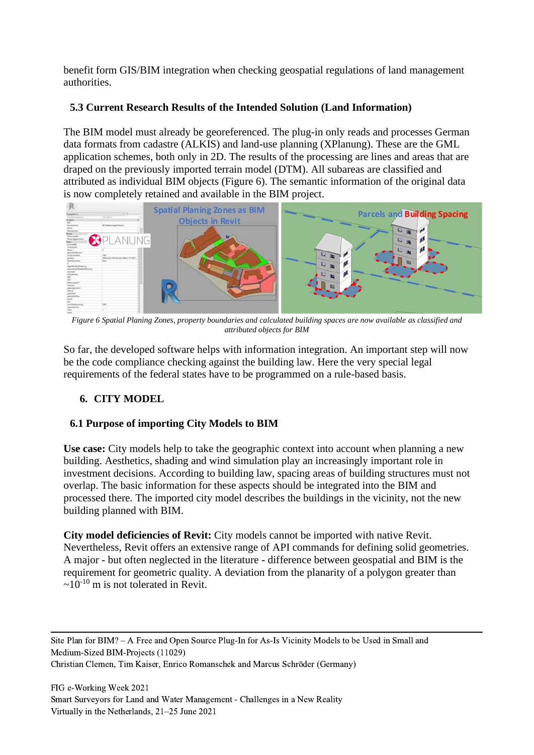benefit form GIS/BIM integration when checking geospatial regulations of land management authorities.

### 5.3 Current Research Results of the Intended Solution (Land Information)

The BIM model must already be georeferenced. The plug-in only reads and processes German data formats from cadastre (ALKIS) and land-use planning (XPlanung). These are the GML application schemes, both only in 2D. The results of the processing are lines and areas that are draped on the previously imported terrain model (DTM). All subareas are classified and attributed as individual BIM objects (Figure 6). The semantic information of the original data is now completely retained and available in the BIM project.

Spatial Planing Zones as BIM Objects in Revit

Parcels and Building Spacing

*Figure 6 Spatial Planing Zones, property boundaries and calculated building spaces are now available as classified and attributed objects for BIM*

So far, the developed software helps with information integration. An important step will now be the code compliance checking against the building law. Here the very special legal requirements of the federal states have to be programmed on a rule-based basis.

## 6. CITY MODEL

### 6.1 Purpose of importing City Models to BIM

**Use case:** City models help to take the geographic context into account when planning a new building. Aesthetics, shading and wind simulation play an increasingly important role in investment decisions. According to building law, spacing areas of building structures must not overlap. The basic information for these aspects should be integrated into the BIM and processed there. The imported city model describes the buildings in the vicinity, not the new building planned with BIM.

**City model deficiencies of Revit:** City models cannot be imported with native Revit. Nevertheless, Revit offers an extensive range of API commands for defining solid geometries. A major - but often neglected in the literature - difference between geospatial and BIM is the requirement for geometric quality. A deviation from the planarity of a polygon greater than $\sim10^{-10}$ m is not tolerated in Revit.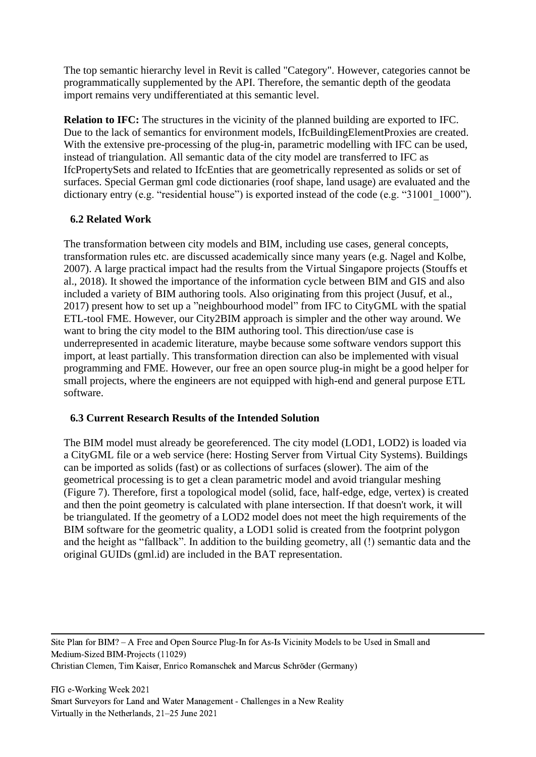The top semantic hierarchy level in Revit is called "Category". However, categories cannot be programmatically supplemented by the API. Therefore, the semantic depth of the geodata import remains very undifferentiated at this semantic level.

**Relation to IFC:** The structures in the vicinity of the planned building are exported to IFC. Due to the lack of semantics for environment models, IfcBuildingElementProxies are created. With the extensive pre-processing of the plug-in, parametric modelling with IFC can be used, instead of triangulation. All semantic data of the city model are transferred to IFC as IfcPropertySets and related to IfcEnties that are geometrically represented as solids or set of surfaces. Special German gml code dictionaries (roof shape, land usage) are evaluated and the dictionary entry (e.g. "residential house") is exported instead of the code (e.g. "31001_1000").

### 6.2 Related Work

The transformation between city models and BIM, including use cases, general concepts, transformation rules etc. are discussed academically since many years (e.g. Nagel and Kolbe, 2007). A large practical impact had the results from the Virtual Singapore projects (Stouffs et al., 2018). It showed the importance of the information cycle between BIM and GIS and also included a variety of BIM authoring tools. Also originating from this project (Jusuf, et al., 2017) present how to set up a "neighbourhood model" from IFC to CityGML with the spatial ETL-tool FME. However, our City2BIM approach is simpler and the other way around. We want to bring the city model to the BIM authoring tool. This direction/use case is underrepresented in academic literature, maybe because some software vendors support this import, at least partially. This transformation direction can also be implemented with visual programming and FME. However, our free an open source plug-in might be a good helper for small projects, where the engineers are not equipped with high-end and general purpose ETL software.

### 6.3 Current Research Results of the Intended Solution

The BIM model must already be georeferenced. The city model (LOD1, LOD2) is loaded via a CityGML file or a web service (here: Hosting Server from Virtual City Systems). Buildings can be imported as solids (fast) or as collections of surfaces (slower). The aim of the geometrical processing is to get a clean parametric model and avoid triangular meshing (Figure 7). Therefore, first a topological model (solid, face, half-edge, edge, vertex) is created and then the point geometry is calculated with plane intersection. If that doesn't work, it will be triangulated. If the geometry of a LOD2 model does not meet the high requirements of the BIM software for the geometric quality, a LOD1 solid is created from the footprint polygon and the height as "fallback". In addition to the building geometry, all (!) semantic data and the original GUIDs (gml.id) are included in the BAT representation.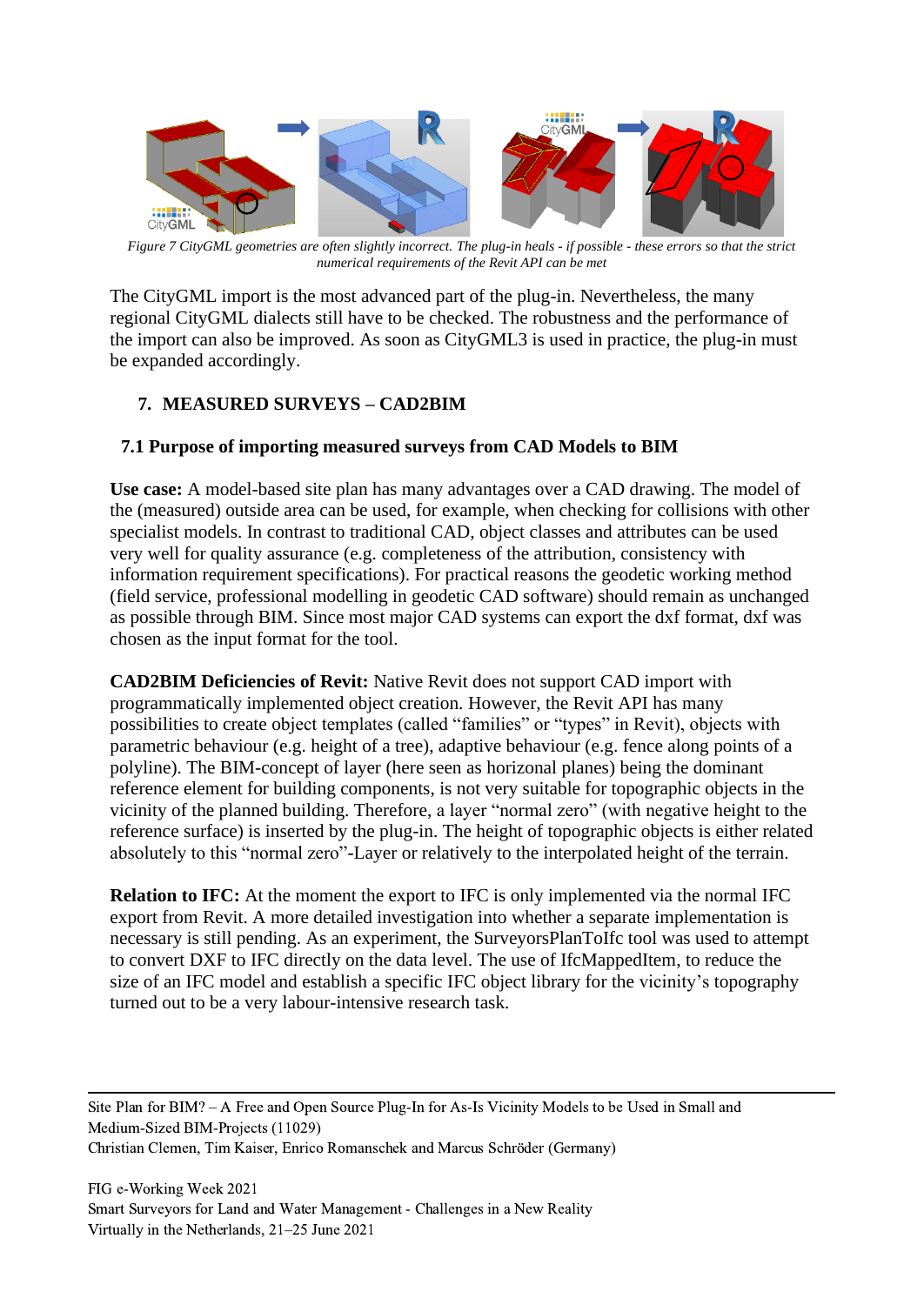*Figure 7 CityGML geometries are often slightly incorrect. The plug-in heals - if possible - these errors so that the strict numerical requirements of the Revit API can be met*

The CityGML import is the most advanced part of the plug-in. Nevertheless, the many regional CityGML dialects still have to be checked. The robustness and the performance of the import can also be improved. As soon as CityGML3 is used in practice, the plug-in must be expanded accordingly.

## 7. MEASURED SURVEYS – CAD2BIM

### 7.1 Purpose of importing measured surveys from CAD Models to BIM

**Use case:** A model-based site plan has many advantages over a CAD drawing. The model of the (measured) outside area can be used, for example, when checking for collisions with other specialist models. In contrast to traditional CAD, object classes and attributes can be used very well for quality assurance (e.g. completeness of the attribution, consistency with information requirement specifications). For practical reasons the geodetic working method (field service, professional modelling in geodetic CAD software) should remain as unchanged as possible through BIM. Since most major CAD systems can export the dxf format, dxf was chosen as the input format for the tool.

**CAD2BIM Deficiencies of Revit:** Native Revit does not support CAD import with programmatically implemented object creation. However, the Revit API has many possibilities to create object templates (called "families" or "types" in Revit), objects with parametric behaviour (e.g. height of a tree), adaptive behaviour (e.g. fence along points of a polyline). The BIM-concept of layer (here seen as horizonal planes) being the dominant reference element for building components, is not very suitable for topographic objects in the vicinity of the planned building. Therefore, a layer "normal zero" (with negative height to the reference surface) is inserted by the plug-in. The height of topographic objects is either related absolutely to this "normal zero"-Layer or relatively to the interpolated height of the terrain.

**Relation to IFC:** At the moment the export to IFC is only implemented via the normal IFC export from Revit. A more detailed investigation into whether a separate implementation is necessary is still pending. As an experiment, the SurveyorsPlanToIfc tool was used to attempt to convert DXF to IFC directly on the data level. The use of IfcMappedItem, to reduce the size of an IFC model and establish a specific IFC object library for the vicinity's topography turned out to be a very labour-intensive research task.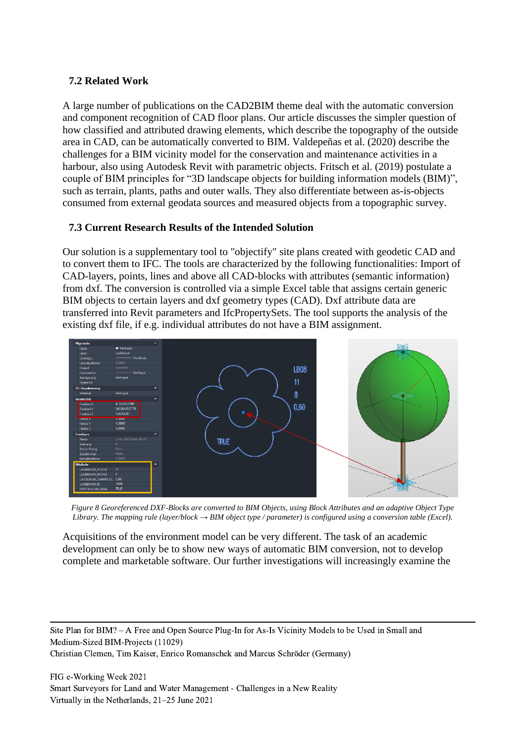### 7.2 Related Work

A large number of publications on the CAD2BIM theme deal with the automatic conversion and component recognition of CAD floor plans. Our article discusses the simpler question of how classified and attributed drawing elements, which describe the topography of the outside area in CAD, can be automatically converted to BIM. Valdepeñas et al. (2020) describe the challenges for a BIM vicinity model for the conservation and maintenance activities in a harbour, also using Autodesk Revit with parametric objects. Fritsch et al. (2019) postulate a couple of BIM principles for "3D landscape objects for building information models (BIM)", such as terrain, plants, paths and outer walls. They also differentiate between as-is-objects consumed from external geodata sources and measured objects from a topographic survey.

### 7.3 Current Research Results of the Intended Solution

Our solution is a supplementary tool to "objectify" site plans created with geodetic CAD and to convert them to IFC. The tools are characterized by the following functionalities: Import of CAD-layers, points, lines and above all CAD-blocks with attributes (semantic information) from dxf. The conversion is controlled via a simple Excel table that assigns certain generic BIM objects to certain layers and dxf geometry types (CAD). Dxf attribute data are transferred into Revit parameters and IfcPropertySets. The tool supports the analysis of the existing dxf file, if e.g. individual attributes do not have a BIM assignment.

*Figure 8 Georeferenced DXF-Blocks are converted to BIM Objects, using Block Attributes and an adaptive Object Type Library. The mapping rule (layer/block → BIM object type / parameter) is configured using a conversion table (Excel).*

Acquisitions of the environment model can be very different. The task of an academic development can only be to show new ways of automatic BIM conversion, not to develop complete and marketable software. Our further investigations will increasingly examine the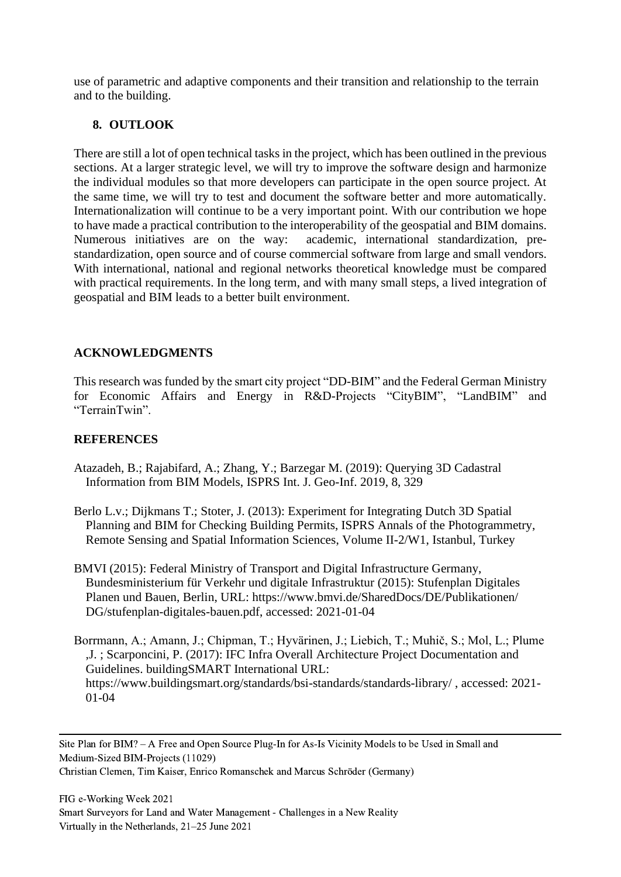use of parametric and adaptive components and their transition and relationship to the terrain and to the building.

## 8. OUTLOOK

There are still a lot of open technical tasks in the project, which has been outlined in the previous sections. At a larger strategic level, we will try to improve the software design and harmonize the individual modules so that more developers can participate in the open source project. At the same time, we will try to test and document the software better and more automatically. Internationalization will continue to be a very important point. With our contribution we hope to have made a practical contribution to the interoperability of the geospatial and BIM domains. Numerous initiatives are on the way: academic, international standardization, pre-standardization, open source and of course commercial software from large and small vendors. With international, national and regional networks theoretical knowledge must be compared with practical requirements. In the long term, and with many small steps, a lived integration of geospatial and BIM leads to a better built environment.

## ACKNOWLEDGMENTS

This research was funded by the smart city project "DD-BIM" and the Federal German Ministry for Economic Affairs and Energy in R&D-Projects "CityBIM", "LandBIM" and "TerrainTwin".

## REFERENCES

Atazadeh, B.; Rajabifard, A.; Zhang, Y.; Barzegar M. (2019): Querying 3D Cadastral Information from BIM Models, ISPRS Int. J. Geo-Inf. 2019, 8, 329

Berlo L.v.; Dijkmans T.; Stoter, J. (2013): Experiment for Integrating Dutch 3D Spatial Planning and BIM for Checking Building Permits, ISPRS Annals of the Photogrammetry, Remote Sensing and Spatial Information Sciences, Volume II-2/W1, Istanbul, Turkey

BMVI (2015): Federal Ministry of Transport and Digital Infrastructure Germany, Bundesministerium für Verkehr und digitale Infrastruktur (2015): Stufenplan Digitales Planen und Bauen, Berlin, URL: https://www.bmvi.de/SharedDocs/DE/Publikationen/DG/stufenplan-digitales-bauen.pdf, accessed: 2021-01-04

Borrmann, A.; Amann, J.; Chipman, T.; Hyvärinen, J.; Liebich, T.; Muhič, S.; Mol, L.; Plume ,J. ; Scarponcini, P. (2017): IFC Infra Overall Architecture Project Documentation and Guidelines. buildingSMART International URL: https://www.buildingsmart.org/standards/bsi-standards/standards-library/ , accessed: 2021-01-04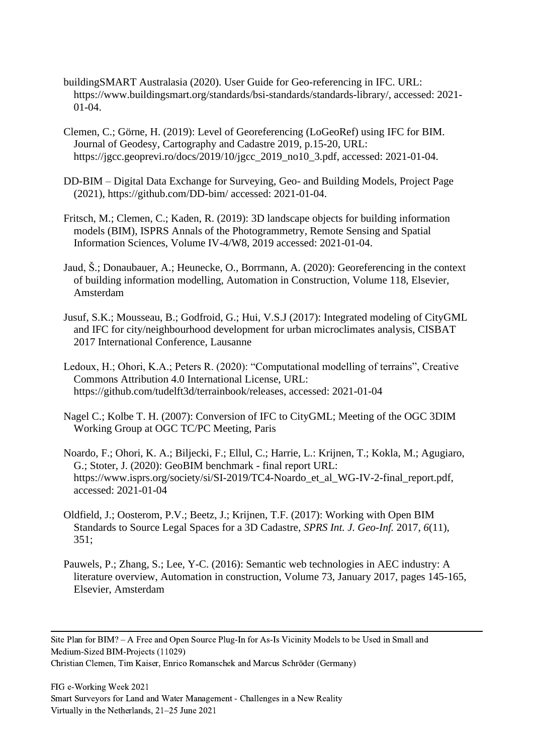buildingSMART Australasia (2020). User Guide for Geo-referencing in IFC. URL: https://www.buildingsmart.org/standards/bsi-standards/standards-library/, accessed: 2021-01-04.

Clemen, C.; Görne, H. (2019): Level of Georeferencing (LoGeoRef) using IFC for BIM. Journal of Geodesy, Cartography and Cadastre 2019, p.15-20, URL: https://jgcc.geoprevi.ro/docs/2019/10/jgcc_2019_no10_3.pdf, accessed: 2021-01-04.

DD-BIM – Digital Data Exchange for Surveying, Geo- and Building Models, Project Page (2021), https://github.com/DD-bim/ accessed: 2021-01-04.

Fritsch, M.; Clemen, C.; Kaden, R. (2019): 3D landscape objects for building information models (BIM), ISPRS Annals of the Photogrammetry, Remote Sensing and Spatial Information Sciences, Volume IV-4/W8, 2019 accessed: 2021-01-04.

Jaud, Š.; Donaubauer, A.; Heunecke, O., Borrmann, A. (2020): Georeferencing in the context of building information modelling, Automation in Construction, Volume 118, Elsevier, Amsterdam

Jusuf, S.K.; Mousseau, B.; Godfroid, G.; Hui, V.S.J (2017): Integrated modeling of CityGML and IFC for city/neighbourhood development for urban microclimates analysis, CISBAT 2017 International Conference, Lausanne

Ledoux, H.; Ohori, K.A.; Peters R. (2020): "Computational modelling of terrains", Creative Commons Attribution 4.0 International License, URL: https://github.com/tudelft3d/terrainbook/releases, accessed: 2021-01-04

Nagel C.; Kolbe T. H. (2007): Conversion of IFC to CityGML; Meeting of the OGC 3DIM Working Group at OGC TC/PC Meeting, Paris

Noardo, F.; Ohori, K. A.; Biljecki, F.; Ellul, C.; Harrie, L.: Krijnen, T.; Kokla, M.; Agugiaro, G.; Stoter, J. (2020): GeoBIM benchmark - final report URL: https://www.isprs.org/society/si/SI-2019/TC4-Noardo_et_al_WG-IV-2-final_report.pdf, accessed: 2021-01-04

Oldfield, J.; Oosterom, P.V.; Beetz, J.; Krijnen, T.F. (2017): Working with Open BIM Standards to Source Legal Spaces for a 3D Cadastre, *SPRS Int. J. Geo-Inf.* 2017, *6*(11), 351;

Pauwels, P.; Zhang, S.; Lee, Y-C. (2016): Semantic web technologies in AEC industry: A literature overview, Automation in construction, Volume 73, January 2017, pages 145-165, Elsevier, Amsterdam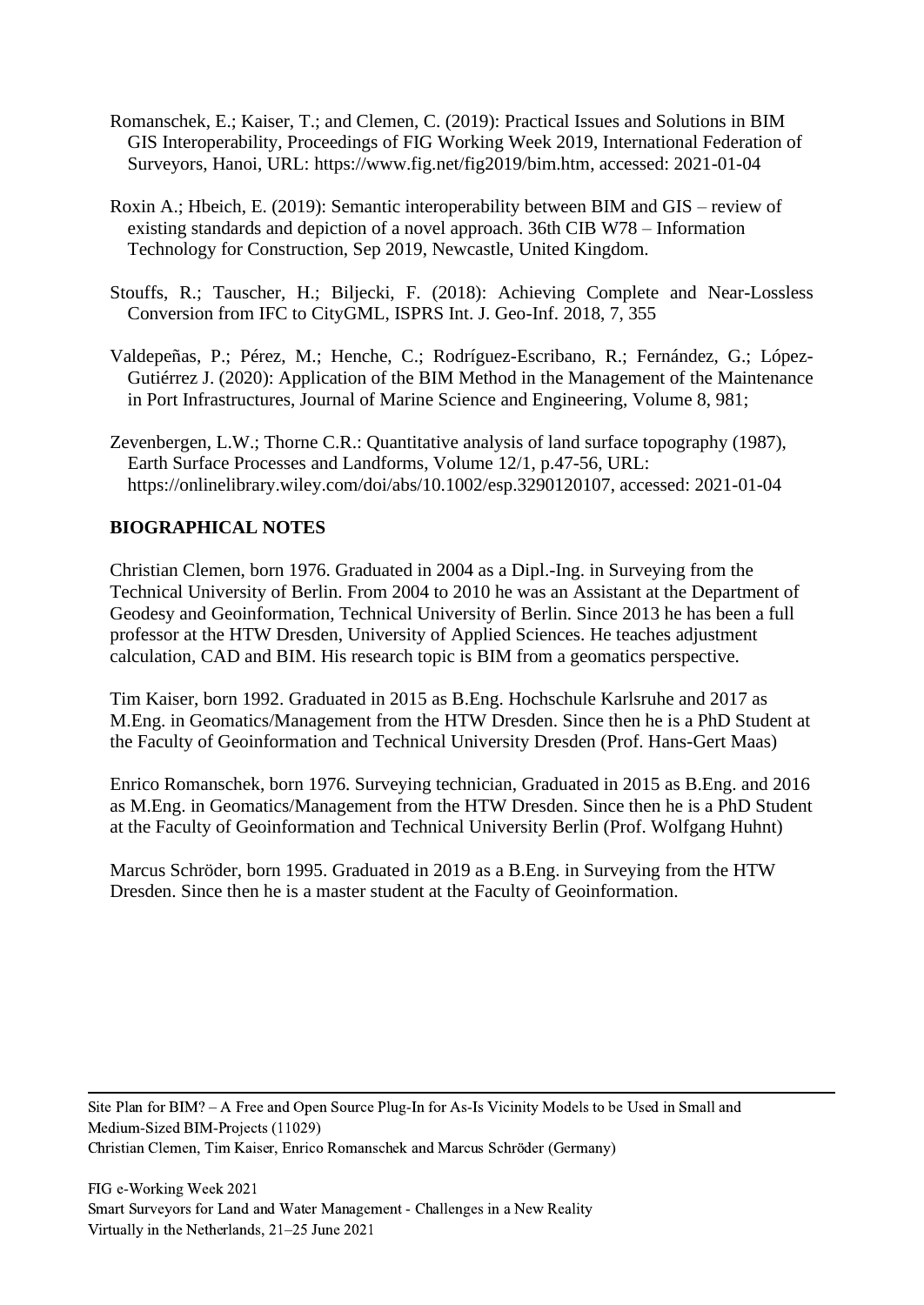Romanschek, E.; Kaiser, T.; and Clemen, C. (2019): Practical Issues and Solutions in BIM GIS Interoperability, Proceedings of FIG Working Week 2019, International Federation of Surveyors, Hanoi, URL: https://www.fig.net/fig2019/bim.htm, accessed: 2021-01-04

Roxin A.; Hbeich, E. (2019): Semantic interoperability between BIM and GIS – review of existing standards and depiction of a novel approach. 36th CIB W78 – Information Technology for Construction, Sep 2019, Newcastle, United Kingdom.

Stouffs, R.; Tauscher, H.; Biljecki, F. (2018): Achieving Complete and Near-Lossless Conversion from IFC to CityGML, ISPRS Int. J. Geo-Inf. 2018, 7, 355

Valdepeñas, P.; Pérez, M.; Henche, C.; Rodríguez-Escribano, R.; Fernández, G.; López-Gutiérrez J. (2020): Application of the BIM Method in the Management of the Maintenance in Port Infrastructures, Journal of Marine Science and Engineering, Volume 8, 981;

Zevenbergen, L.W.; Thorne C.R.: Quantitative analysis of land surface topography (1987), Earth Surface Processes and Landforms, Volume 12/1, p.47-56, URL: https://onlinelibrary.wiley.com/doi/abs/10.1002/esp.3290120107, accessed: 2021-01-04

## BIOGRAPHICAL NOTES

Christian Clemen, born 1976. Graduated in 2004 as a Dipl.-Ing. in Surveying from the Technical University of Berlin. From 2004 to 2010 he was an Assistant at the Department of Geodesy and Geoinformation, Technical University of Berlin. Since 2013 he has been a full professor at the HTW Dresden, University of Applied Sciences. He teaches adjustment calculation, CAD and BIM. His research topic is BIM from a geomatics perspective.

Tim Kaiser, born 1992. Graduated in 2015 as B.Eng. Hochschule Karlsruhe and 2017 as M.Eng. in Geomatics/Management from the HTW Dresden. Since then he is a PhD Student at the Faculty of Geoinformation and Technical University Dresden (Prof. Hans-Gert Maas)

Enrico Romanschek, born 1976. Surveying technician, Graduated in 2015 as B.Eng. and 2016 as M.Eng. in Geomatics/Management from the HTW Dresden. Since then he is a PhD Student at the Faculty of Geoinformation and Technical University Berlin (Prof. Wolfgang Huhnt)

Marcus Schröder, born 1995. Graduated in 2019 as a B.Eng. in Surveying from the HTW Dresden. Since then he is a master student at the Faculty of Geoinformation.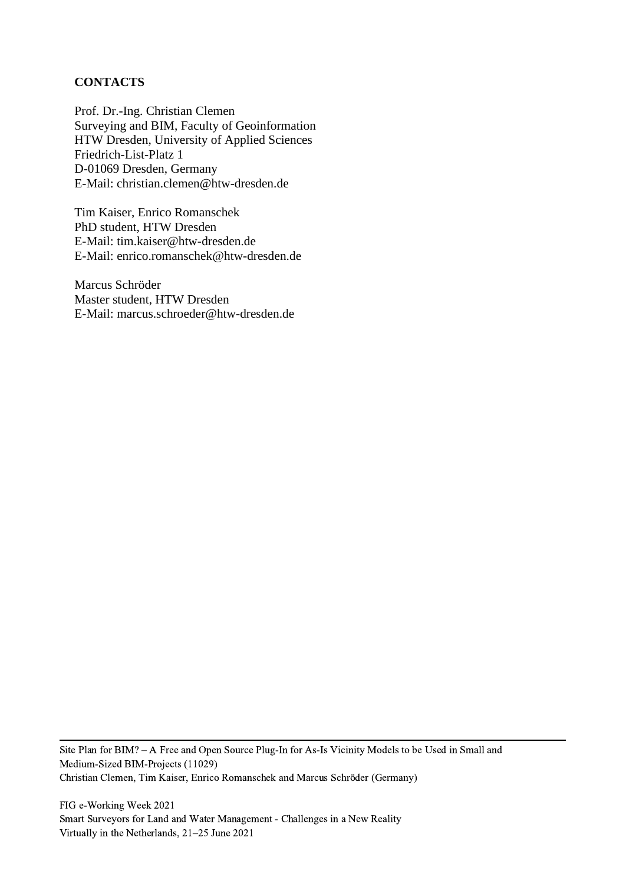## CONTACTS

Prof. Dr.-Ing. Christian Clemen
Surveying and BIM, Faculty of Geoinformation
HTW Dresden, University of Applied Sciences
Friedrich-List-Platz 1
D-01069 Dresden, Germany
E-Mail: christian.clemen@htw-dresden.de

Tim Kaiser, Enrico Romanschek
PhD student, HTW Dresden
E-Mail: tim.kaiser@htw-dresden.de
E-Mail: enrico.romanschek@htw-dresden.de

Marcus Schröder
Master student, HTW Dresden
E-Mail: marcus.schroeder@htw-dresden.de